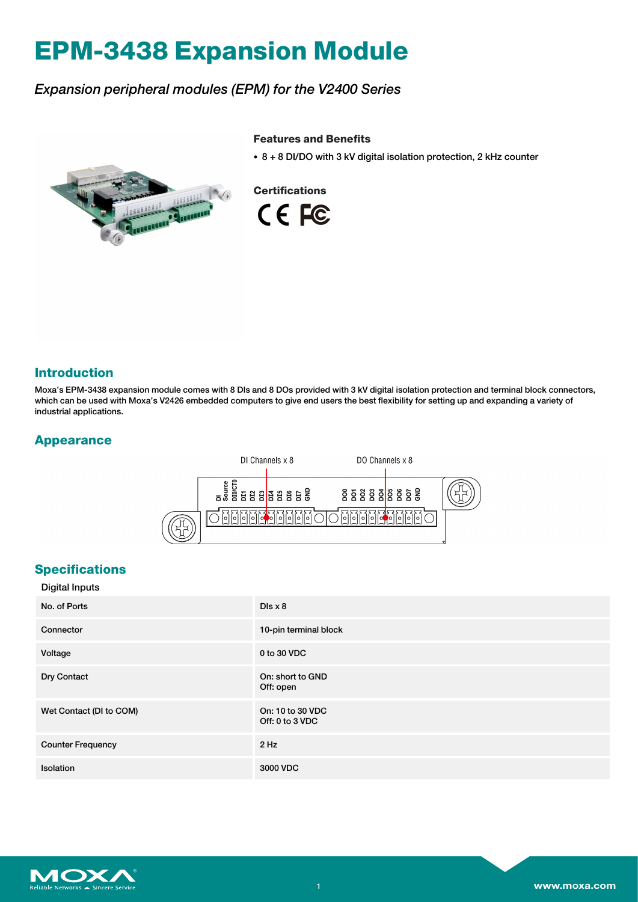# EPM-3438 Expansion Module

*Expansion peripheral modules (EPM) for the V2400 Series*

### Features and Benefits

- 8 + 8 DI/DO with 3 kV digital isolation protection, 2 kHz counter

### Certifications

## Introduction

Moxa's EPM-3438 expansion module comes with 8 DIs and 8 DOs provided with 3 kV digital isolation protection and terminal block connectors, which can be used with Moxa's V2426 embedded computers to give end users the best flexibility for setting up and expanding a variety of industrial applications.

## Appearance

DI Channels x 8

DO Channels x 8

DI Source, DI0/CT0, DI1, DI2, DI3, DI4, DI5, DI6, DI7, GND

DO0, DO1, DO2, DO3, DO4, DO5, DO6, DO7, GND

## Specifications

Digital Inputs

| | |
|---|---|
| No. of Ports | DIs x 8 |
| Connector | 10-pin terminal block |
| Voltage | 0 to 30 VDC |
| Dry Contact | On: short to GND<br>Off: open |
| Wet Contact (DI to COM) | On: 10 to 30 VDC<br>Off: 0 to 3 VDC |
| Counter Frequency | 2 Hz |
| Isolation | 3000 VDC |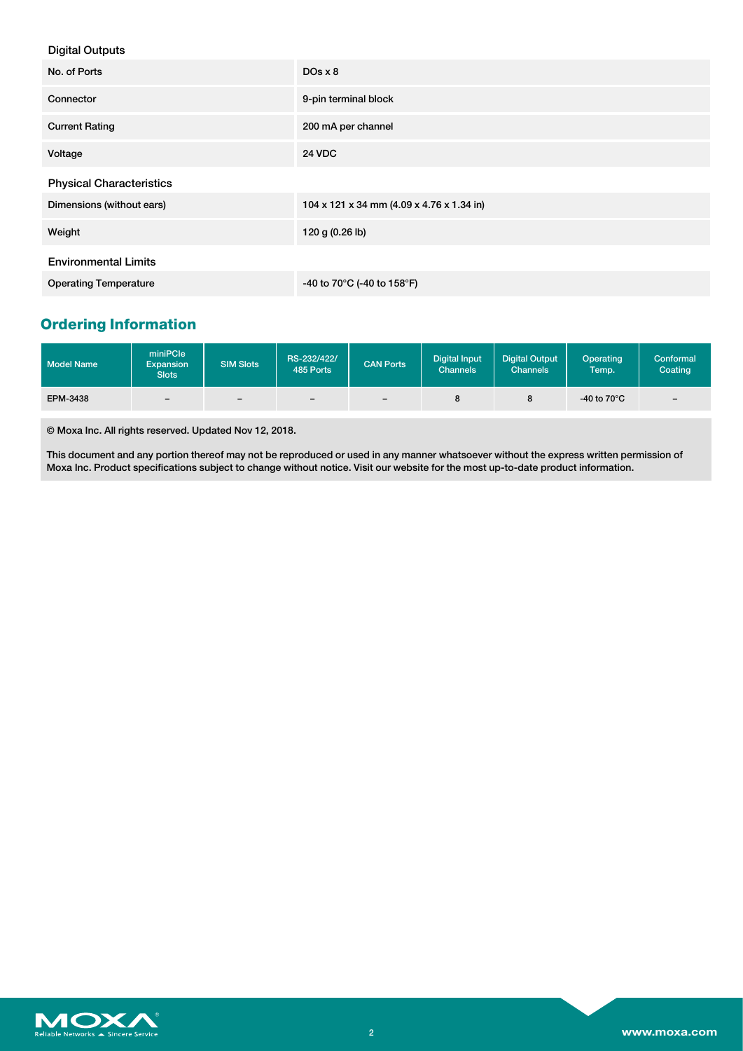### Digital Outputs

| | |
|---|---|
| No. of Ports | DOs x 8 |
| Connector | 9-pin terminal block |
| Current Rating | 200 mA per channel |
| Voltage | 24 VDC |

### Physical Characteristics

| | |
|---|---|
| Dimensions (without ears) | 104 x 121 x 34 mm (4.09 x 4.76 x 1.34 in) |
| Weight | 120 g (0.26 lb) |

### Environmental Limits

| | |
|---|---|
| Operating Temperature | -40 to 70°C (-40 to 158°F) |

## Ordering Information

| Model Name | miniPCIe Expansion Slots | SIM Slots | RS-232/422/485 Ports | CAN Ports | Digital Input Channels | Digital Output Channels | Operating Temp. | Conformal Coating |
|---|---|---|---|---|---|---|---|---|
| EPM-3438 | – | – | – | – | 8 | 8 | -40 to 70°C | – |

© Moxa Inc. All rights reserved. Updated Nov 12, 2018.

This document and any portion thereof may not be reproduced or used in any manner whatsoever without the express written permission of Moxa Inc. Product specifications subject to change without notice. Visit our website for the most up-to-date product information.